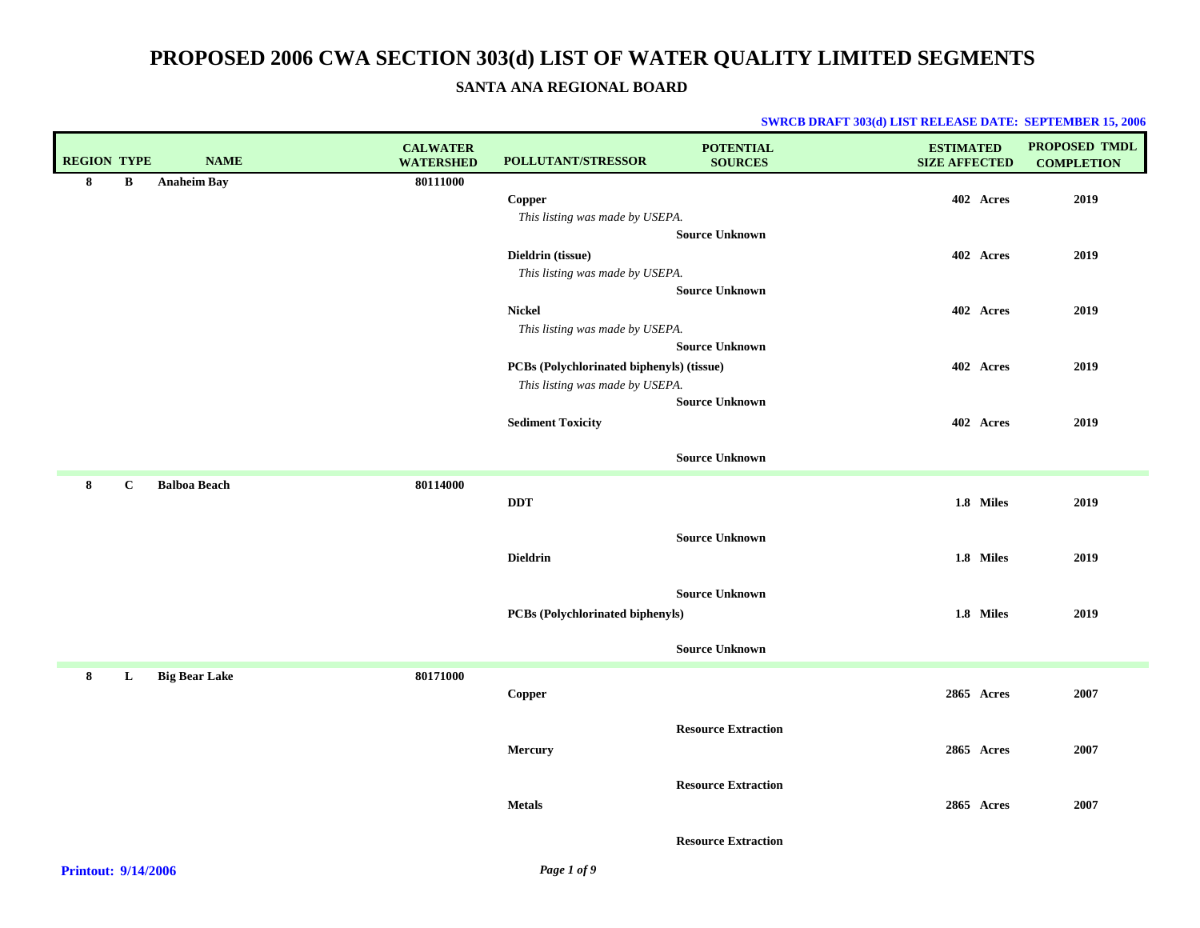# PROPOSED 2006 CWA SECTION 303(d) LIST OF WATER QUALITY LIMITED SEGMENTS

## SANTA ANA REGIONAL BOARD

**SWRCB DRAFT 303(d) LIST RELEASE DATE: SEPTEMBER 15, 2006**

| REGION | TYPE | NAME | CALWATER WATERSHED | POLLUTANT/STRESSOR | POTENTIAL SOURCES | ESTIMATED SIZE AFFECTED | PROPOSED TMDL COMPLETION |
|---|---|---|---|---|---|---|---|
| 8 | B | Anaheim Bay | 80111000 | | | | |
| | | | | Copper<br>*This listing was made by USEPA.* | Source Unknown | 402 Acres | 2019 |
| | | | | Dieldrin (tissue)<br>*This listing was made by USEPA.* | Source Unknown | 402 Acres | 2019 |
| | | | | Nickel<br>*This listing was made by USEPA.* | Source Unknown | 402 Acres | 2019 |
| | | | | PCBs (Polychlorinated biphenyls) (tissue)<br>*This listing was made by USEPA.* | Source Unknown | 402 Acres | 2019 |
| | | | | Sediment Toxicity | Source Unknown | 402 Acres | 2019 |
| 8 | C | Balboa Beach | 80114000 | | | | |
| | | | | DDT | Source Unknown | 1.8 Miles | 2019 |
| | | | | Dieldrin | Source Unknown | 1.8 Miles | 2019 |
| | | | | PCBs (Polychlorinated biphenyls) | Source Unknown | 1.8 Miles | 2019 |
| 8 | L | Big Bear Lake | 80171000 | | | | |
| | | | | Copper | Resource Extraction | 2865 Acres | 2007 |
| | | | | Mercury | Resource Extraction | 2865 Acres | 2007 |
| | | | | Metals | Resource Extraction | 2865 Acres | 2007 |

**Printout: 9/14/2006**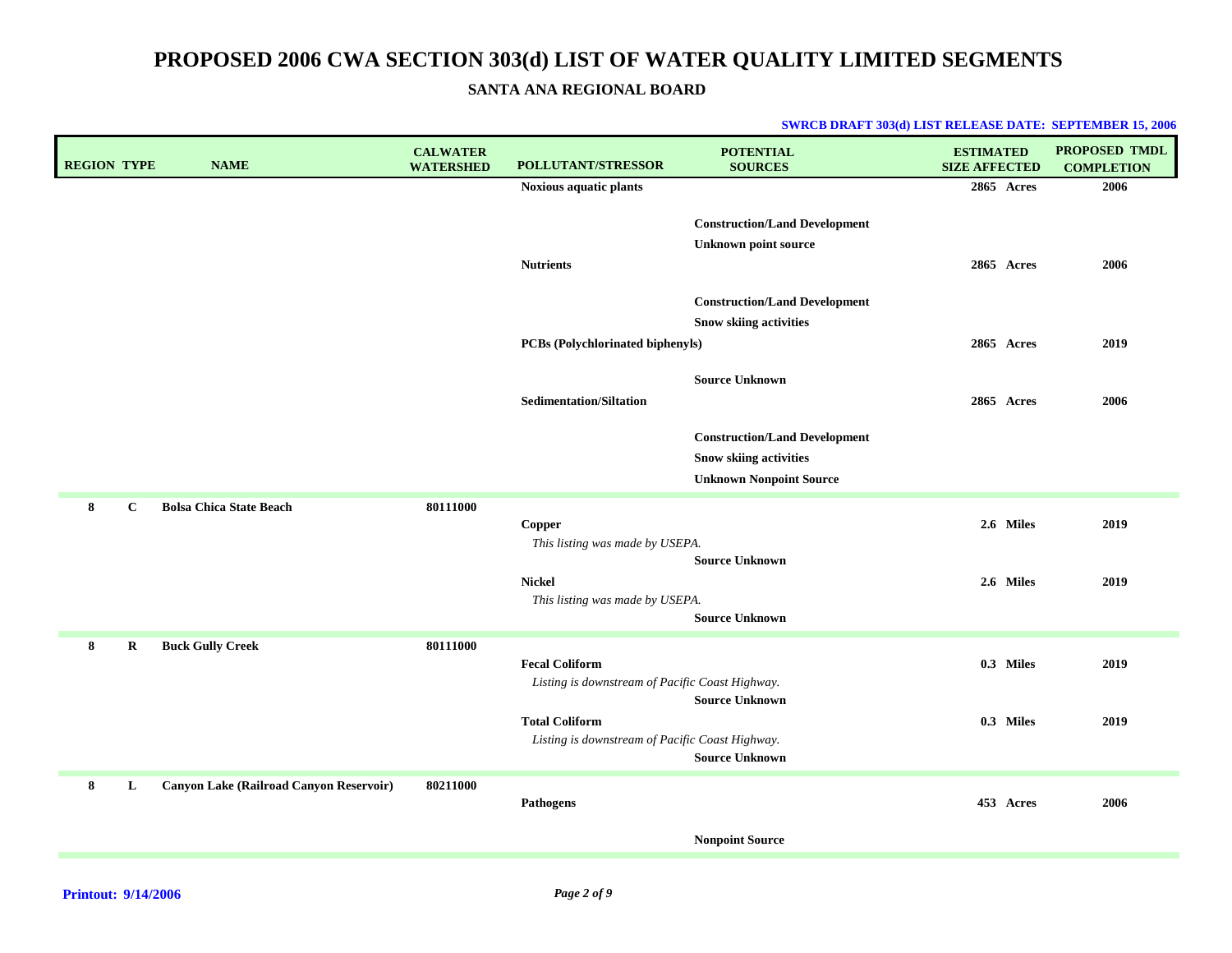# PROPOSED 2006 CWA SECTION 303(d) LIST OF WATER QUALITY LIMITED SEGMENTS

### SANTA ANA REGIONAL BOARD

**SWRCB DRAFT 303(d) LIST RELEASE DATE: SEPTEMBER 15, 2006**

| REGION | TYPE | NAME | CALWATER WATERSHED | POLLUTANT/STRESSOR | POTENTIAL SOURCES | ESTIMATED SIZE AFFECTED | PROPOSED TMDL COMPLETION |
|---|---|---|---|---|---|---|---|
| | | | | Noxious aquatic plants | | 2865 Acres | 2006 |
| | | | | | Construction/Land Development | | |
| | | | | | Unknown point source | | |
| | | | | Nutrients | | 2865 Acres | 2006 |
| | | | | | Construction/Land Development | | |
| | | | | | Snow skiing activities | | |
| | | | | PCBs (Polychlorinated biphenyls) | | 2865 Acres | 2019 |
| | | | | | Source Unknown | | |
| | | | | Sedimentation/Siltation | | 2865 Acres | 2006 |
| | | | | | Construction/Land Development | | |
| | | | | | Snow skiing activities | | |
| | | | | | Unknown Nonpoint Source | | |
| 8 | C | Bolsa Chica State Beach | 80111000 | | | | |
| | | | | Copper<br>*This listing was made by USEPA.* | | 2.6 Miles | 2019 |
| | | | | | Source Unknown | | |
| | | | | Nickel<br>*This listing was made by USEPA.* | | 2.6 Miles | 2019 |
| | | | | | Source Unknown | | |
| 8 | R | Buck Gully Creek | 80111000 | | | | |
| | | | | Fecal Coliform<br>*Listing is downstream of Pacific Coast Highway.* | | 0.3 Miles | 2019 |
| | | | | | Source Unknown | | |
| | | | | Total Coliform<br>*Listing is downstream of Pacific Coast Highway.* | | 0.3 Miles | 2019 |
| | | | | | Source Unknown | | |
| 8 | L | Canyon Lake (Railroad Canyon Reservoir) | 80211000 | | | | |
| | | | | Pathogens | | 453 Acres | 2006 |
| | | | | | Nonpoint Source | | |

**Printout: 9/14/2006**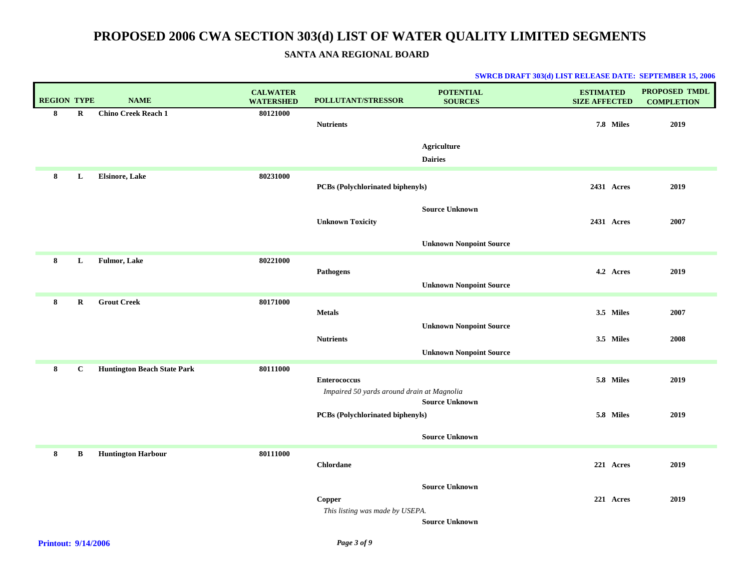# PROPOSED 2006 CWA SECTION 303(d) LIST OF WATER QUALITY LIMITED SEGMENTS

## SANTA ANA REGIONAL BOARD

**SWRCB DRAFT 303(d) LIST RELEASE DATE: SEPTEMBER 15, 2006**

| REGION | TYPE | NAME | CALWATER WATERSHED | POLLUTANT/STRESSOR | POTENTIAL SOURCES | ESTIMATED SIZE AFFECTED | PROPOSED TMDL COMPLETION |
|---|---|---|---|---|---|---|---|
| 8 | R | Chino Creek Reach 1 | 80121000 | | | | |
| | | | | Nutrients | | 7.8 Miles | 2019 |
| | | | | | Agriculture | | |
| | | | | | Dairies | | |
| 8 | L | Elsinore, Lake | 80231000 | | | | |
| | | | | PCBs (Polychlorinated biphenyls) | | 2431 Acres | 2019 |
| | | | | | Source Unknown | | |
| | | | | Unknown Toxicity | | 2431 Acres | 2007 |
| | | | | | Unknown Nonpoint Source | | |
| 8 | L | Fulmor, Lake | 80221000 | | | | |
| | | | | Pathogens | | 4.2 Acres | 2019 |
| | | | | | Unknown Nonpoint Source | | |
| 8 | R | Grout Creek | 80171000 | | | | |
| | | | | Metals | | 3.5 Miles | 2007 |
| | | | | | Unknown Nonpoint Source | | |
| | | | | Nutrients | | 3.5 Miles | 2008 |
| | | | | | Unknown Nonpoint Source | | |
| 8 | C | Huntington Beach State Park | 80111000 | | | | |
| | | | | Enterococcus | | 5.8 Miles | 2019 |
| | | | | *Impaired 50 yards around drain at Magnolia* | | | |
| | | | | | Source Unknown | | |
| | | | | PCBs (Polychlorinated biphenyls) | | 5.8 Miles | 2019 |
| | | | | | Source Unknown | | |
| 8 | B | Huntington Harbour | 80111000 | | | | |
| | | | | Chlordane | | 221 Acres | 2019 |
| | | | | | Source Unknown | | |
| | | | | Copper | | 221 Acres | 2019 |
| | | | | *This listing was made by USEPA.* | | | |
| | | | | | Source Unknown | | |

**Printout: 9/14/2006**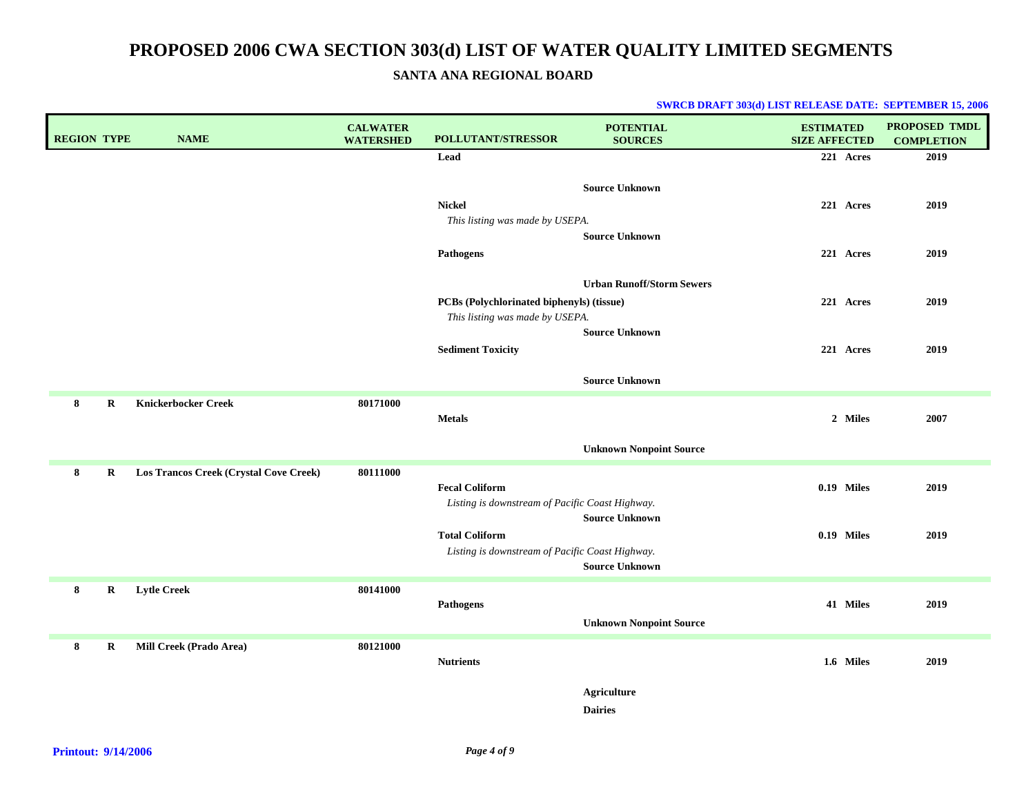# PROPOSED 2006 CWA SECTION 303(d) LIST OF WATER QUALITY LIMITED SEGMENTS

## SANTA ANA REGIONAL BOARD

**SWRCB DRAFT 303(d) LIST RELEASE DATE: SEPTEMBER 15, 2006**

| REGION | TYPE | NAME | CALWATER WATERSHED | POLLUTANT/STRESSOR | POTENTIAL SOURCES | ESTIMATED SIZE AFFECTED | PROPOSED TMDL COMPLETION |
|---|---|---|---|---|---|---|---|
| | | | | **Lead** | | 221 Acres | 2019 |
| | | | | | **Source Unknown** | | |
| | | | | **Nickel** <br> *This listing was made by USEPA.* | | 221 Acres | 2019 |
| | | | | | **Source Unknown** | | |
| | | | | **Pathogens** | | 221 Acres | 2019 |
| | | | | | **Urban Runoff/Storm Sewers** | | |
| | | | | **PCBs (Polychlorinated biphenyls) (tissue)** <br> *This listing was made by USEPA.* | | 221 Acres | 2019 |
| | | | | | **Source Unknown** | | |
| | | | | **Sediment Toxicity** | | 221 Acres | 2019 |
| | | | | | **Source Unknown** | | |
| 8 | R | Knickerbocker Creek | 80171000 | | | | |
| | | | | **Metals** | | 2 Miles | 2007 |
| | | | | | **Unknown Nonpoint Source** | | |
| 8 | R | Los Trancos Creek (Crystal Cove Creek) | 80111000 | | | | |
| | | | | **Fecal Coliform** <br> *Listing is downstream of Pacific Coast Highway.* | | 0.19 Miles | 2019 |
| | | | | | **Source Unknown** | | |
| | | | | **Total Coliform** <br> *Listing is downstream of Pacific Coast Highway.* | | 0.19 Miles | 2019 |
| | | | | | **Source Unknown** | | |
| 8 | R | Lytle Creek | 80141000 | | | | |
| | | | | **Pathogens** | | 41 Miles | 2019 |
| | | | | | **Unknown Nonpoint Source** | | |
| 8 | R | Mill Creek (Prado Area) | 80121000 | | | | |
| | | | | **Nutrients** | | 1.6 Miles | 2019 |
| | | | | | **Agriculture** | | |
| | | | | | **Dairies** | | |

**Printout: 9/14/2006**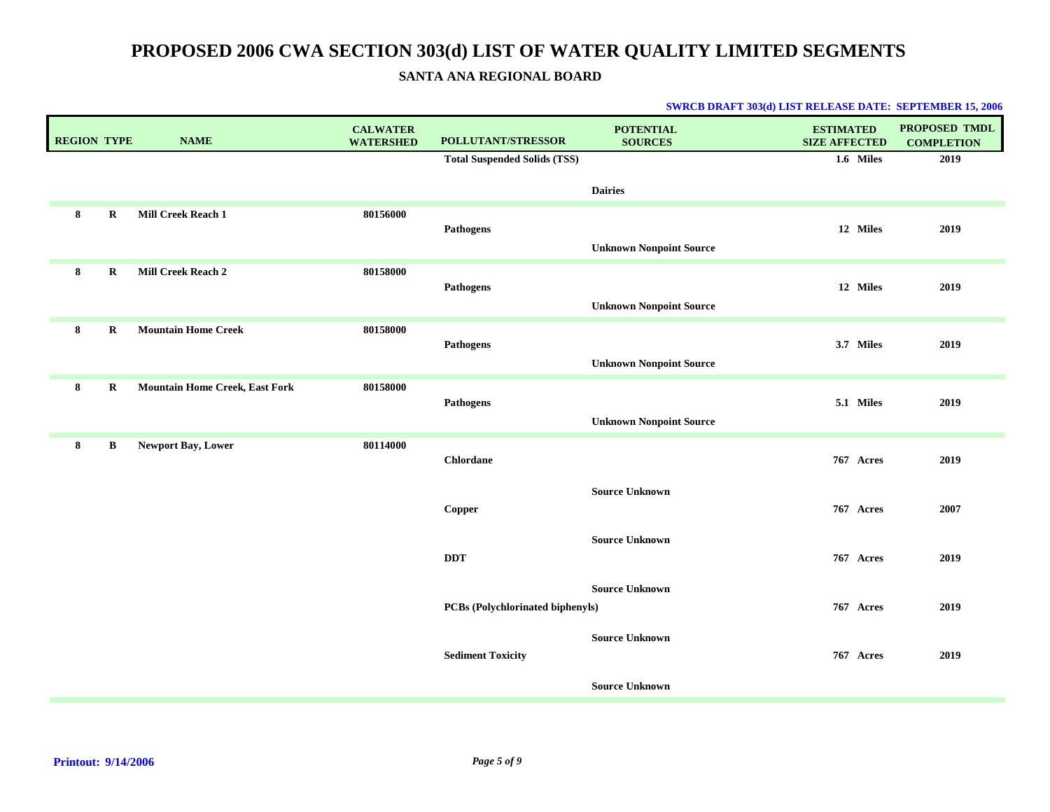# PROPOSED 2006 CWA SECTION 303(d) LIST OF WATER QUALITY LIMITED SEGMENTS

## SANTA ANA REGIONAL BOARD

**SWRCB DRAFT 303(d) LIST RELEASE DATE: SEPTEMBER 15, 2006**

| REGION | TYPE | NAME | CALWATER WATERSHED | POLLUTANT/STRESSOR | POTENTIAL SOURCES | ESTIMATED SIZE AFFECTED | PROPOSED TMDL COMPLETION |
|---|---|---|---|---|---|---|---|
| | | | | Total Suspended Solids (TSS) | | 1.6 Miles | 2019 |
| | | | | | Dairies | | |
| 8 | R | Mill Creek Reach 1 | 80156000 | | | | |
| | | | | Pathogens | | 12 Miles | 2019 |
| | | | | | Unknown Nonpoint Source | | |
| 8 | R | Mill Creek Reach 2 | 80158000 | | | | |
| | | | | Pathogens | | 12 Miles | 2019 |
| | | | | | Unknown Nonpoint Source | | |
| 8 | R | Mountain Home Creek | 80158000 | | | | |
| | | | | Pathogens | | 3.7 Miles | 2019 |
| | | | | | Unknown Nonpoint Source | | |
| 8 | R | Mountain Home Creek, East Fork | 80158000 | | | | |
| | | | | Pathogens | | 5.1 Miles | 2019 |
| | | | | | Unknown Nonpoint Source | | |
| 8 | B | Newport Bay, Lower | 80114000 | | | | |
| | | | | Chlordane | | 767 Acres | 2019 |
| | | | | | Source Unknown | | |
| | | | | Copper | | 767 Acres | 2007 |
| | | | | | Source Unknown | | |
| | | | | DDT | | 767 Acres | 2019 |
| | | | | | Source Unknown | | |
| | | | | PCBs (Polychlorinated biphenyls) | | 767 Acres | 2019 |
| | | | | | Source Unknown | | |
| | | | | Sediment Toxicity | | 767 Acres | 2019 |
| | | | | | Source Unknown | | |

Printout: 9/14/2006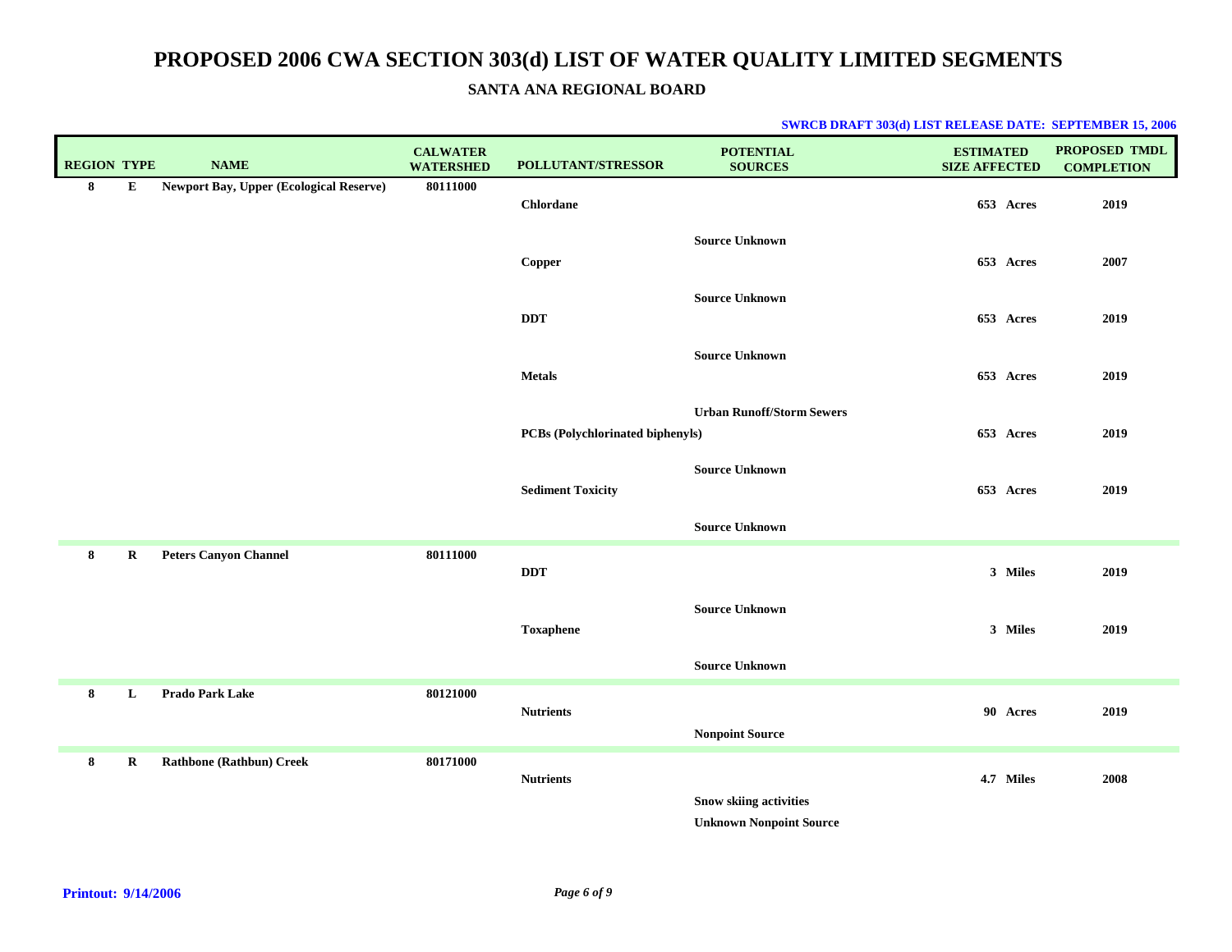# PROPOSED 2006 CWA SECTION 303(d) LIST OF WATER QUALITY LIMITED SEGMENTS

## SANTA ANA REGIONAL BOARD

**SWRCB DRAFT 303(d) LIST RELEASE DATE: SEPTEMBER 15, 2006**

| REGION | TYPE | NAME | CALWATER WATERSHED | POLLUTANT/STRESSOR | POTENTIAL SOURCES | ESTIMATED SIZE AFFECTED | PROPOSED TMDL COMPLETION |
|---|---|---|---|---|---|---|---|
| 8 | E | Newport Bay, Upper (Ecological Reserve) | 80111000 | | | | |
| | | | | Chlordane | | 653 Acres | 2019 |
| | | | | | Source Unknown | | |
| | | | | Copper | | 653 Acres | 2007 |
| | | | | | Source Unknown | | |
| | | | | DDT | | 653 Acres | 2019 |
| | | | | | Source Unknown | | |
| | | | | Metals | | 653 Acres | 2019 |
| | | | | | Urban Runoff/Storm Sewers | | |
| | | | | PCBs (Polychlorinated biphenyls) | | 653 Acres | 2019 |
| | | | | | Source Unknown | | |
| | | | | Sediment Toxicity | | 653 Acres | 2019 |
| | | | | | Source Unknown | | |
| 8 | R | Peters Canyon Channel | 80111000 | | | | |
| | | | | DDT | | 3 Miles | 2019 |
| | | | | | Source Unknown | | |
| | | | | Toxaphene | | 3 Miles | 2019 |
| | | | | | Source Unknown | | |
| 8 | L | Prado Park Lake | 80121000 | | | | |
| | | | | Nutrients | | 90 Acres | 2019 |
| | | | | | Nonpoint Source | | |
| 8 | R | Rathbone (Rathbun) Creek | 80171000 | | | | |
| | | | | Nutrients | | 4.7 Miles | 2008 |
| | | | | | Snow skiing activities | | |
| | | | | | Unknown Nonpoint Source | | |

Printout: 9/14/2006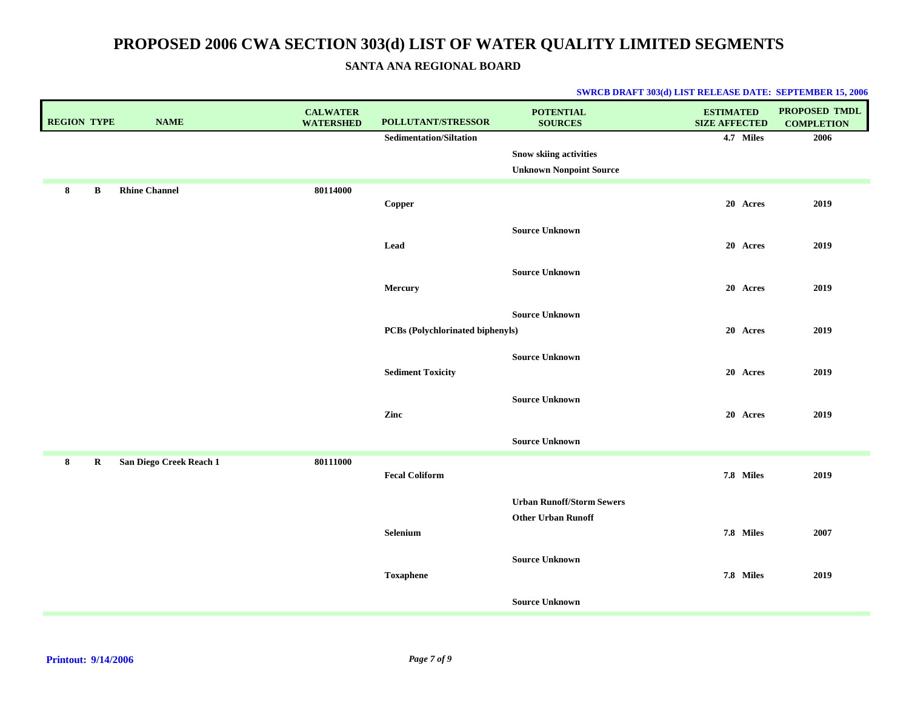# PROPOSED 2006 CWA SECTION 303(d) LIST OF WATER QUALITY LIMITED SEGMENTS

### SANTA ANA REGIONAL BOARD

**SWRCB DRAFT 303(d) LIST RELEASE DATE: SEPTEMBER 15, 2006**

| REGION | TYPE | NAME | CALWATER WATERSHED | POLLUTANT/STRESSOR | POTENTIAL SOURCES | ESTIMATED SIZE AFFECTED | PROPOSED TMDL COMPLETION |
|---|---|---|---|---|---|---|---|
| | | | | Sedimentation/Siltation | | 4.7 Miles | 2006 |
| | | | | | Snow skiing activities | | |
| | | | | | Unknown Nonpoint Source | | |
| 8 | B | Rhine Channel | 80114000 | | | | |
| | | | | Copper | | 20 Acres | 2019 |
| | | | | | Source Unknown | | |
| | | | | Lead | | 20 Acres | 2019 |
| | | | | | Source Unknown | | |
| | | | | Mercury | | 20 Acres | 2019 |
| | | | | | Source Unknown | | |
| | | | | PCBs (Polychlorinated biphenyls) | | 20 Acres | 2019 |
| | | | | | Source Unknown | | |
| | | | | Sediment Toxicity | | 20 Acres | 2019 |
| | | | | | Source Unknown | | |
| | | | | Zinc | | 20 Acres | 2019 |
| | | | | | Source Unknown | | |
| 8 | R | San Diego Creek Reach 1 | 80111000 | | | | |
| | | | | Fecal Coliform | | 7.8 Miles | 2019 |
| | | | | | Urban Runoff/Storm Sewers | | |
| | | | | | Other Urban Runoff | | |
| | | | | Selenium | | 7.8 Miles | 2007 |
| | | | | | Source Unknown | | |
| | | | | Toxaphene | | 7.8 Miles | 2019 |
| | | | | | Source Unknown | | |

**Printout: 9/14/2006**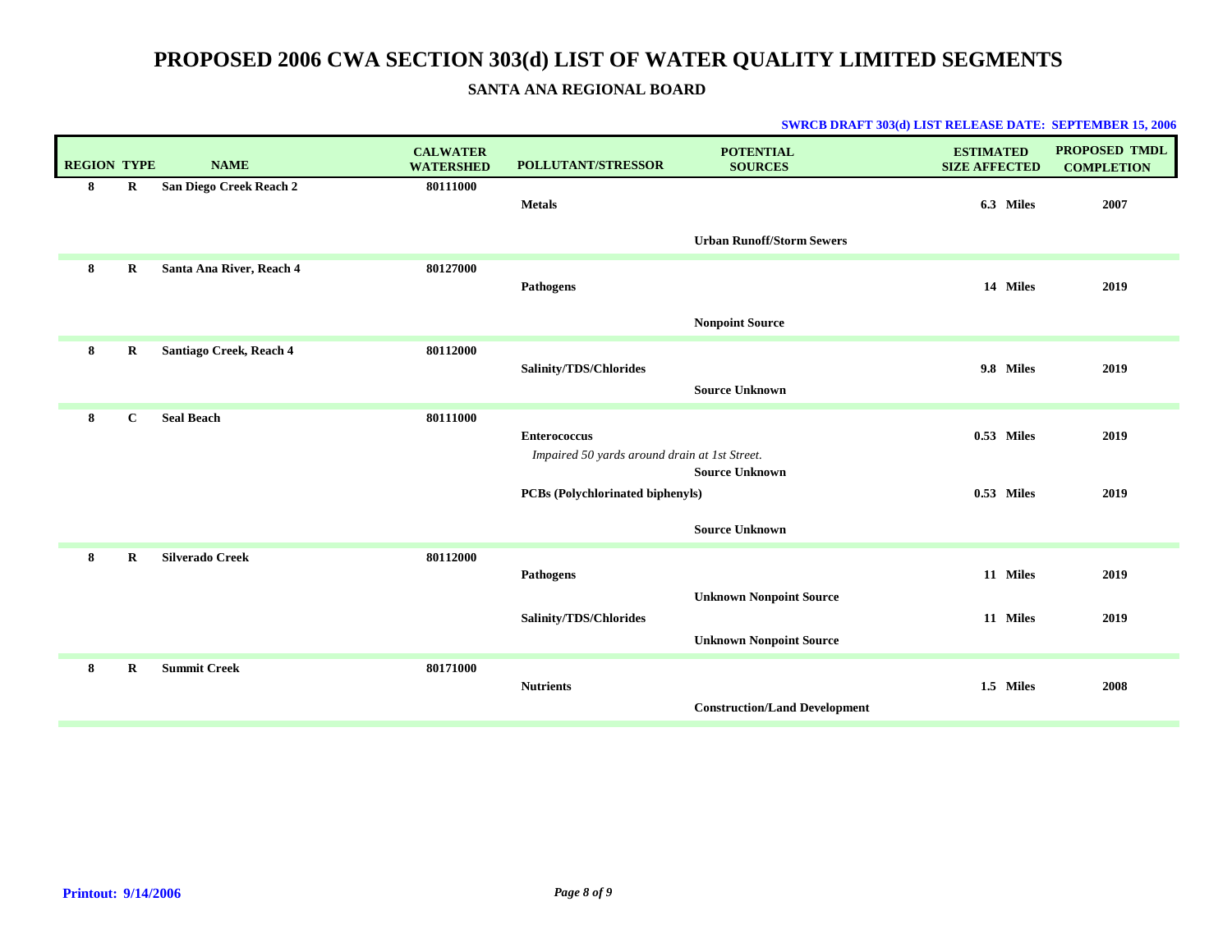# PROPOSED 2006 CWA SECTION 303(d) LIST OF WATER QUALITY LIMITED SEGMENTS

## SANTA ANA REGIONAL BOARD

**SWRCB DRAFT 303(d) LIST RELEASE DATE: SEPTEMBER 15, 2006**

| REGION | TYPE | NAME | CALWATER WATERSHED | POLLUTANT/STRESSOR | POTENTIAL SOURCES | ESTIMATED SIZE AFFECTED | PROPOSED TMDL COMPLETION |
|---|---|---|---|---|---|---|---|
| 8 | R | San Diego Creek Reach 2 | 80111000 | | | | |
| | | | | Metals | | 6.3 Miles | 2007 |
| | | | | | Urban Runoff/Storm Sewers | | |
| 8 | R | Santa Ana River, Reach 4 | 80127000 | | | | |
| | | | | Pathogens | | 14 Miles | 2019 |
| | | | | | Nonpoint Source | | |
| 8 | R | Santiago Creek, Reach 4 | 80112000 | | | | |
| | | | | Salinity/TDS/Chlorides | | 9.8 Miles | 2019 |
| | | | | | Source Unknown | | |
| 8 | C | Seal Beach | 80111000 | | | | |
| | | | | Enterococcus | | 0.53 Miles | 2019 |
| | | | | *Impaired 50 yards around drain at 1st Street.* | | | |
| | | | | | Source Unknown | | |
| | | | | PCBs (Polychlorinated biphenyls) | | 0.53 Miles | 2019 |
| | | | | | Source Unknown | | |
| 8 | R | Silverado Creek | 80112000 | | | | |
| | | | | Pathogens | | 11 Miles | 2019 |
| | | | | | Unknown Nonpoint Source | | |
| | | | | Salinity/TDS/Chlorides | | 11 Miles | 2019 |
| | | | | | Unknown Nonpoint Source | | |
| 8 | R | Summit Creek | 80171000 | | | | |
| | | | | Nutrients | | 1.5 Miles | 2008 |
| | | | | | Construction/Land Development | | |

**Printout: 9/14/2006**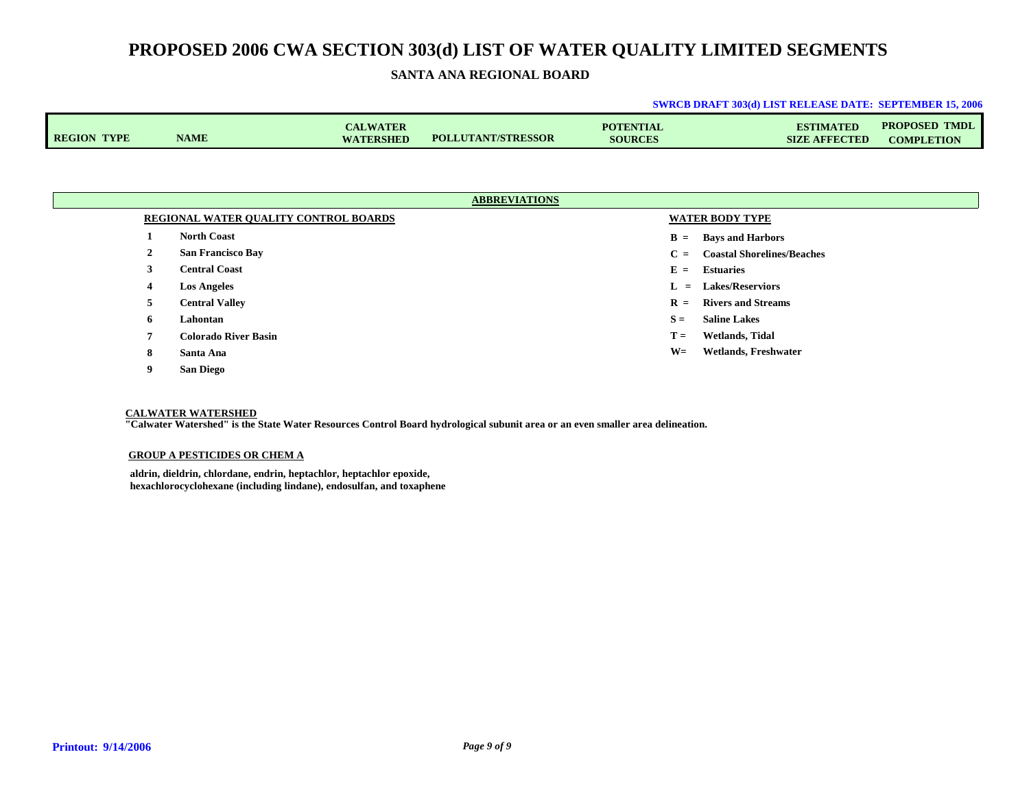# PROPOSED 2006 CWA SECTION 303(d) LIST OF WATER QUALITY LIMITED SEGMENTS

## SANTA ANA REGIONAL BOARD

**SWRCB DRAFT 303(d) LIST RELEASE DATE: SEPTEMBER 15, 2006**

| REGION | TYPE | NAME | CALWATER WATERSHED | POLLUTANT/STRESSOR | POTENTIAL SOURCES | ESTIMATED SIZE AFFECTED | PROPOSED TMDL COMPLETION |
|---|---|---|---|---|---|---|---|

### ABBREVIATIONS

**REGIONAL WATER QUALITY CONTROL BOARDS**

| | |
|---|---|
| 1 | North Coast |
| 2 | San Francisco Bay |
| 3 | Central Coast |
| 4 | Los Angeles |
| 5 | Central Valley |
| 6 | Lahontan |
| 7 | Colorado River Basin |
| 8 | Santa Ana |
| 9 | San Diego |

**WATER BODY TYPE**

| | |
|---|---|
| B = | Bays and Harbors |
| C = | Coastal Shorelines/Beaches |
| E = | Estuaries |
| L = | Lakes/Reserviors |
| R = | Rivers and Streams |
| S = | Saline Lakes |
| T = | Wetlands, Tidal |
| W= | Wetlands, Freshwater |

**CALWATER WATERSHED**

"Calwater Watershed" is the State Water Resources Control Board hydrological subunit area or an even smaller area delineation.

**GROUP A PESTICIDES OR CHEM A**

aldrin, dieldrin, chlordane, endrin, heptachlor, heptachlor epoxide, hexachlorocyclohexane (including lindane), endosulfan, and toxaphene

**Printout: 9/14/2006**